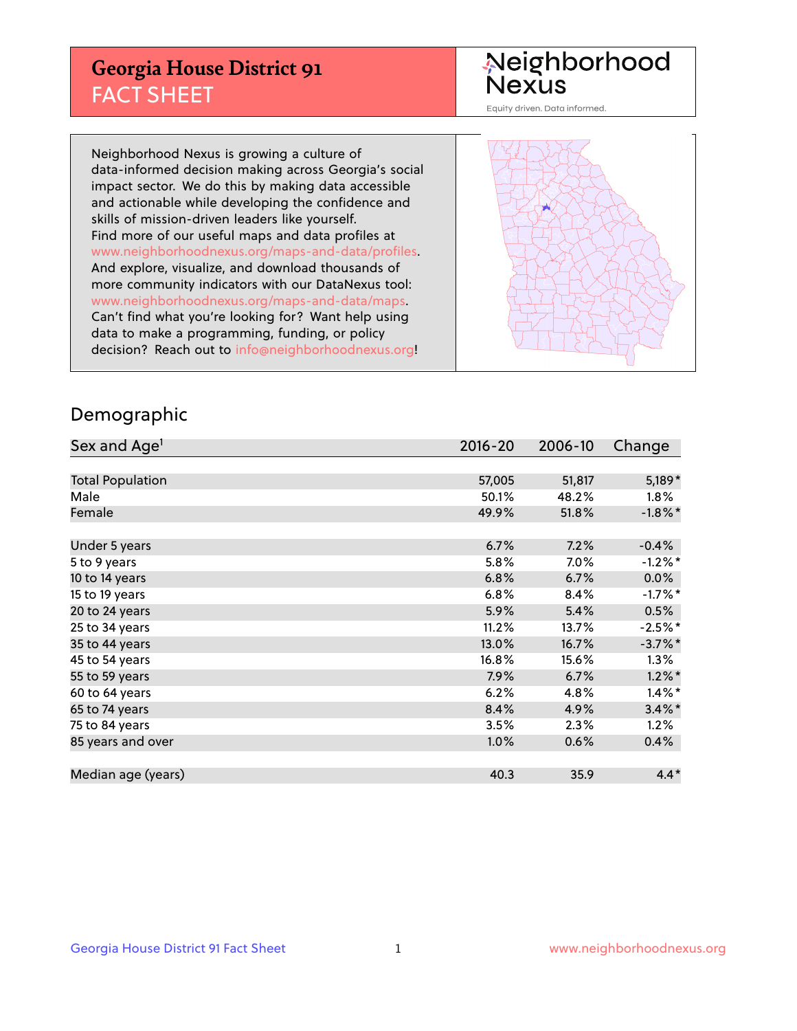# Georgia House District 91
## FACT SHEET

Neighborhood Nexus

Equity driven. Data informed.

Neighborhood Nexus is growing a culture of data-informed decision making across Georgia's social impact sector. We do this by making data accessible and actionable while developing the confidence and skills of mission-driven leaders like yourself. Find more of our useful maps and data profiles at www.neighborhoodnexus.org/maps-and-data/profiles. And explore, visualize, and download thousands of more community indicators with our DataNexus tool: www.neighborhoodnexus.org/maps-and-data/maps. Can't find what you're looking for? Want help using data to make a programming, funding, or policy decision? Reach out to info@neighborhoodnexus.org!

## Demographic

| Sex and Age[1] | 2016-20 | 2006-10 | Change |
|---|---|---|---|
| Total Population | 57,005 | 51,817 | 5,189* |
| Male | 50.1% | 48.2% | 1.8% |
| Female | 49.9% | 51.8% | -1.8%* |
| | | | |
| Under 5 years | 6.7% | 7.2% | -0.4% |
| 5 to 9 years | 5.8% | 7.0% | -1.2%* |
| 10 to 14 years | 6.8% | 6.7% | 0.0% |
| 15 to 19 years | 6.8% | 8.4% | -1.7%* |
| 20 to 24 years | 5.9% | 5.4% | 0.5% |
| 25 to 34 years | 11.2% | 13.7% | -2.5%* |
| 35 to 44 years | 13.0% | 16.7% | -3.7%* |
| 45 to 54 years | 16.8% | 15.6% | 1.3% |
| 55 to 59 years | 7.9% | 6.7% | 1.2%* |
| 60 to 64 years | 6.2% | 4.8% | 1.4%* |
| 65 to 74 years | 8.4% | 4.9% | 3.4%* |
| 75 to 84 years | 3.5% | 2.3% | 1.2% |
| 85 years and over | 1.0% | 0.6% | 0.4% |
| | | | |
| Median age (years) | 40.3 | 35.9 | 4.4* |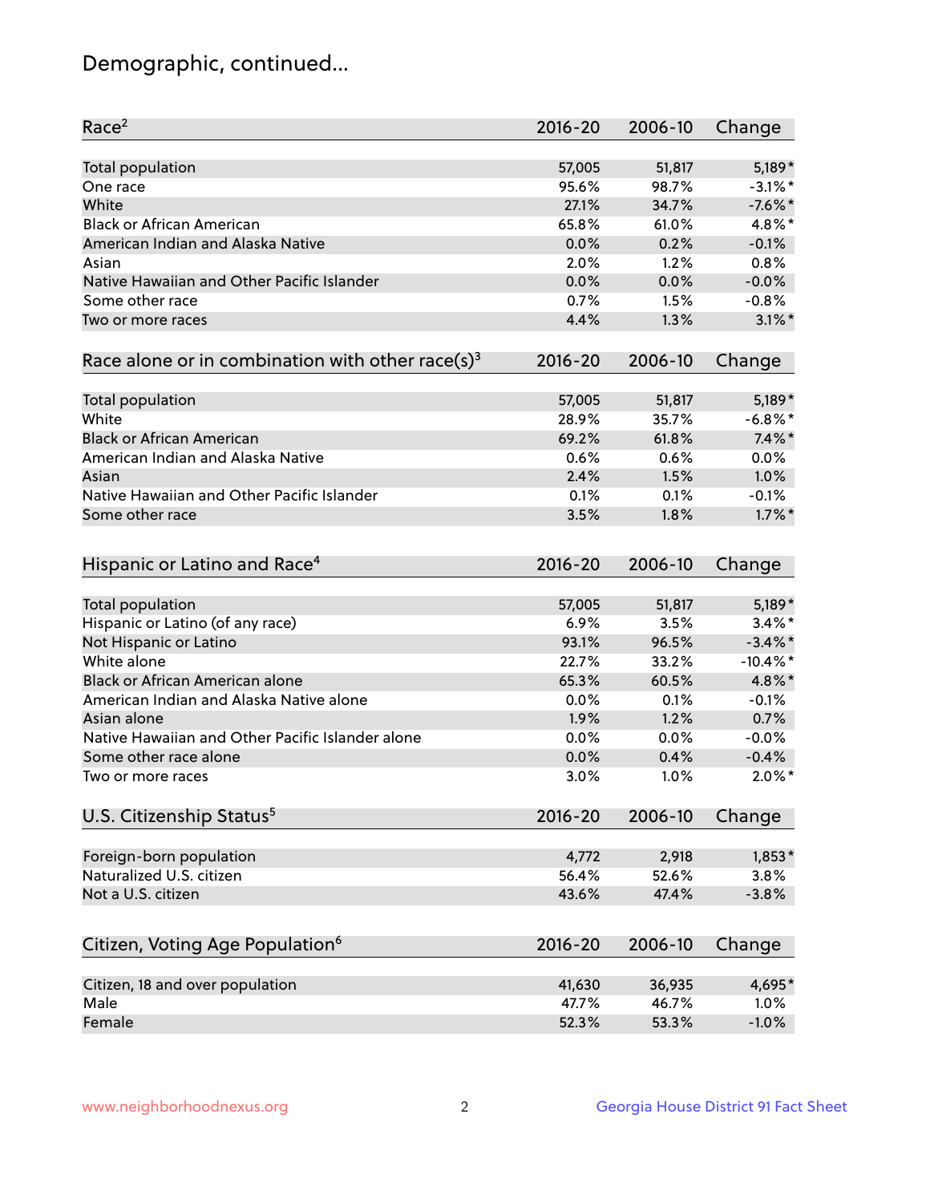# Demographic, continued...

| Race[2] | 2016-20 | 2006-10 | Change |
|---|---|---|---|
| Total population | 57,005 | 51,817 | 5,189* |
| One race | 95.6% | 98.7% | -3.1%* |
| White | 27.1% | 34.7% | -7.6%* |
| Black or African American | 65.8% | 61.0% | 4.8%* |
| American Indian and Alaska Native | 0.0% | 0.2% | -0.1% |
| Asian | 2.0% | 1.2% | 0.8% |
| Native Hawaiian and Other Pacific Islander | 0.0% | 0.0% | -0.0% |
| Some other race | 0.7% | 1.5% | -0.8% |
| Two or more races | 4.4% | 1.3% | 3.1%* |

| Race alone or in combination with other race(s)[3] | 2016-20 | 2006-10 | Change |
|---|---|---|---|
| Total population | 57,005 | 51,817 | 5,189* |
| White | 28.9% | 35.7% | -6.8%* |
| Black or African American | 69.2% | 61.8% | 7.4%* |
| American Indian and Alaska Native | 0.6% | 0.6% | 0.0% |
| Asian | 2.4% | 1.5% | 1.0% |
| Native Hawaiian and Other Pacific Islander | 0.1% | 0.1% | -0.1% |
| Some other race | 3.5% | 1.8% | 1.7%* |

| Hispanic or Latino and Race[4] | 2016-20 | 2006-10 | Change |
|---|---|---|---|
| Total population | 57,005 | 51,817 | 5,189* |
| Hispanic or Latino (of any race) | 6.9% | 3.5% | 3.4%* |
| Not Hispanic or Latino | 93.1% | 96.5% | -3.4%* |
| White alone | 22.7% | 33.2% | -10.4%* |
| Black or African American alone | 65.3% | 60.5% | 4.8%* |
| American Indian and Alaska Native alone | 0.0% | 0.1% | -0.1% |
| Asian alone | 1.9% | 1.2% | 0.7% |
| Native Hawaiian and Other Pacific Islander alone | 0.0% | 0.0% | -0.0% |
| Some other race alone | 0.0% | 0.4% | -0.4% |
| Two or more races | 3.0% | 1.0% | 2.0%* |

| U.S. Citizenship Status[5] | 2016-20 | 2006-10 | Change |
|---|---|---|---|
| Foreign-born population | 4,772 | 2,918 | 1,853* |
| Naturalized U.S. citizen | 56.4% | 52.6% | 3.8% |
| Not a U.S. citizen | 43.6% | 47.4% | -3.8% |

| Citizen, Voting Age Population[6] | 2016-20 | 2006-10 | Change |
|---|---|---|---|
| Citizen, 18 and over population | 41,630 | 36,935 | 4,695* |
| Male | 47.7% | 46.7% | 1.0% |
| Female | 52.3% | 53.3% | -1.0% |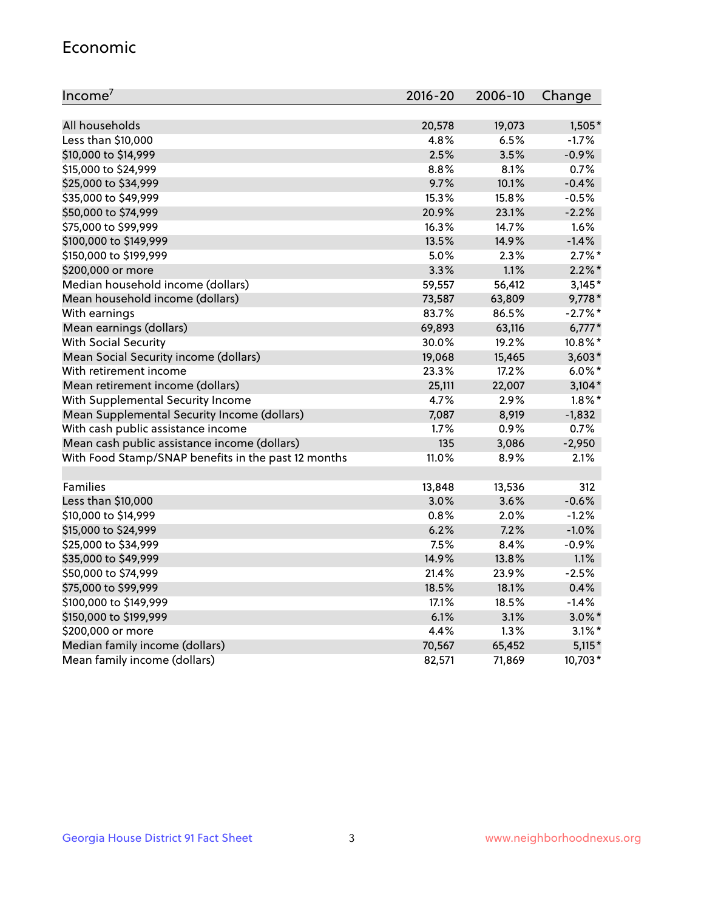## Economic

| Income[7] | 2016-20 | 2006-10 | Change |
|---|---|---|---|
| All households | 20,578 | 19,073 | 1,505* |
| Less than $10,000 | 4.8% | 6.5% | -1.7% |
| $10,000 to $14,999 | 2.5% | 3.5% | -0.9% |
| $15,000 to $24,999 | 8.8% | 8.1% | 0.7% |
| $25,000 to $34,999 | 9.7% | 10.1% | -0.4% |
| $35,000 to $49,999 | 15.3% | 15.8% | -0.5% |
| $50,000 to $74,999 | 20.9% | 23.1% | -2.2% |
| $75,000 to $99,999 | 16.3% | 14.7% | 1.6% |
| $100,000 to $149,999 | 13.5% | 14.9% | -1.4% |
| $150,000 to $199,999 | 5.0% | 2.3% | 2.7%* |
| $200,000 or more | 3.3% | 1.1% | 2.2%* |
| Median household income (dollars) | 59,557 | 56,412 | 3,145* |
| Mean household income (dollars) | 73,587 | 63,809 | 9,778* |
| With earnings | 83.7% | 86.5% | -2.7%* |
| Mean earnings (dollars) | 69,893 | 63,116 | 6,777* |
| With Social Security | 30.0% | 19.2% | 10.8%* |
| Mean Social Security income (dollars) | 19,068 | 15,465 | 3,603* |
| With retirement income | 23.3% | 17.2% | 6.0%* |
| Mean retirement income (dollars) | 25,111 | 22,007 | 3,104* |
| With Supplemental Security Income | 4.7% | 2.9% | 1.8%* |
| Mean Supplemental Security Income (dollars) | 7,087 | 8,919 | -1,832 |
| With cash public assistance income | 1.7% | 0.9% | 0.7% |
| Mean cash public assistance income (dollars) | 135 | 3,086 | -2,950 |
| With Food Stamp/SNAP benefits in the past 12 months | 11.0% | 8.9% | 2.1% |
| | | | |
| Families | 13,848 | 13,536 | 312 |
| Less than $10,000 | 3.0% | 3.6% | -0.6% |
| $10,000 to $14,999 | 0.8% | 2.0% | -1.2% |
| $15,000 to $24,999 | 6.2% | 7.2% | -1.0% |
| $25,000 to $34,999 | 7.5% | 8.4% | -0.9% |
| $35,000 to $49,999 | 14.9% | 13.8% | 1.1% |
| $50,000 to $74,999 | 21.4% | 23.9% | -2.5% |
| $75,000 to $99,999 | 18.5% | 18.1% | 0.4% |
| $100,000 to $149,999 | 17.1% | 18.5% | -1.4% |
| $150,000 to $199,999 | 6.1% | 3.1% | 3.0%* |
| $200,000 or more | 4.4% | 1.3% | 3.1%* |
| Median family income (dollars) | 70,567 | 65,452 | 5,115* |
| Mean family income (dollars) | 82,571 | 71,869 | 10,703* |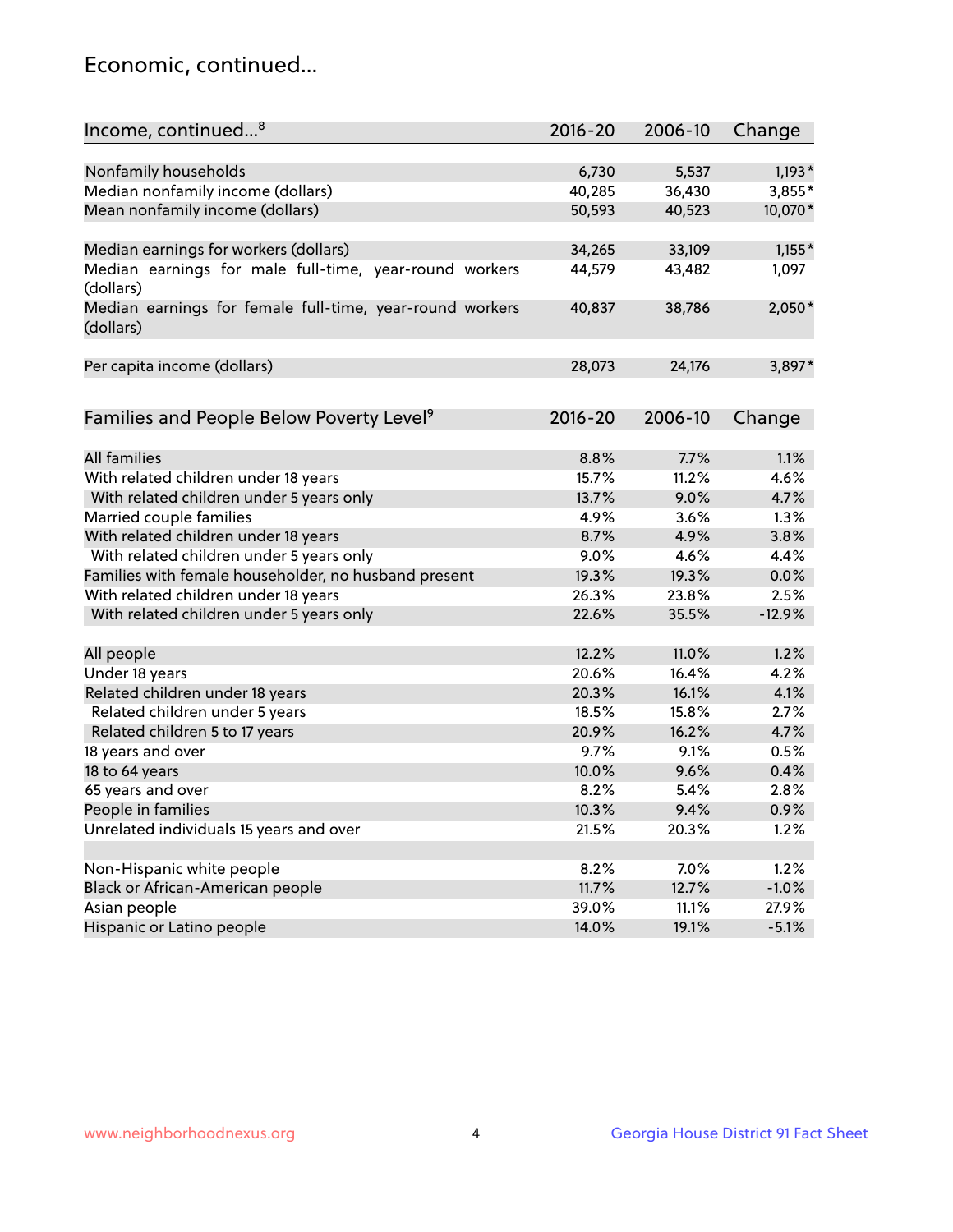## Economic, continued...

| Income, continued...[8] | 2016-20 | 2006-10 | Change |
|---|---|---|---|
| Nonfamily households | 6,730 | 5,537 | 1,193* |
| Median nonfamily income (dollars) | 40,285 | 36,430 | 3,855* |
| Mean nonfamily income (dollars) | 50,593 | 40,523 | 10,070* |
| Median earnings for workers (dollars) | 34,265 | 33,109 | 1,155* |
| Median earnings for male full-time, year-round workers (dollars) | 44,579 | 43,482 | 1,097 |
| Median earnings for female full-time, year-round workers (dollars) | 40,837 | 38,786 | 2,050* |
| Per capita income (dollars) | 28,073 | 24,176 | 3,897* |

| Families and People Below Poverty Level[9] | 2016-20 | 2006-10 | Change |
|---|---|---|---|
| All families | 8.8% | 7.7% | 1.1% |
| With related children under 18 years | 15.7% | 11.2% | 4.6% |
| With related children under 5 years only | 13.7% | 9.0% | 4.7% |
| Married couple families | 4.9% | 3.6% | 1.3% |
| With related children under 18 years | 8.7% | 4.9% | 3.8% |
| With related children under 5 years only | 9.0% | 4.6% | 4.4% |
| Families with female householder, no husband present | 19.3% | 19.3% | 0.0% |
| With related children under 18 years | 26.3% | 23.8% | 2.5% |
| With related children under 5 years only | 22.6% | 35.5% | -12.9% |
| All people | 12.2% | 11.0% | 1.2% |
| Under 18 years | 20.6% | 16.4% | 4.2% |
| Related children under 18 years | 20.3% | 16.1% | 4.1% |
| Related children under 5 years | 18.5% | 15.8% | 2.7% |
| Related children 5 to 17 years | 20.9% | 16.2% | 4.7% |
| 18 years and over | 9.7% | 9.1% | 0.5% |
| 18 to 64 years | 10.0% | 9.6% | 0.4% |
| 65 years and over | 8.2% | 5.4% | 2.8% |
| People in families | 10.3% | 9.4% | 0.9% |
| Unrelated individuals 15 years and over | 21.5% | 20.3% | 1.2% |
| Non-Hispanic white people | 8.2% | 7.0% | 1.2% |
| Black or African-American people | 11.7% | 12.7% | -1.0% |
| Asian people | 39.0% | 11.1% | 27.9% |
| Hispanic or Latino people | 14.0% | 19.1% | -5.1% |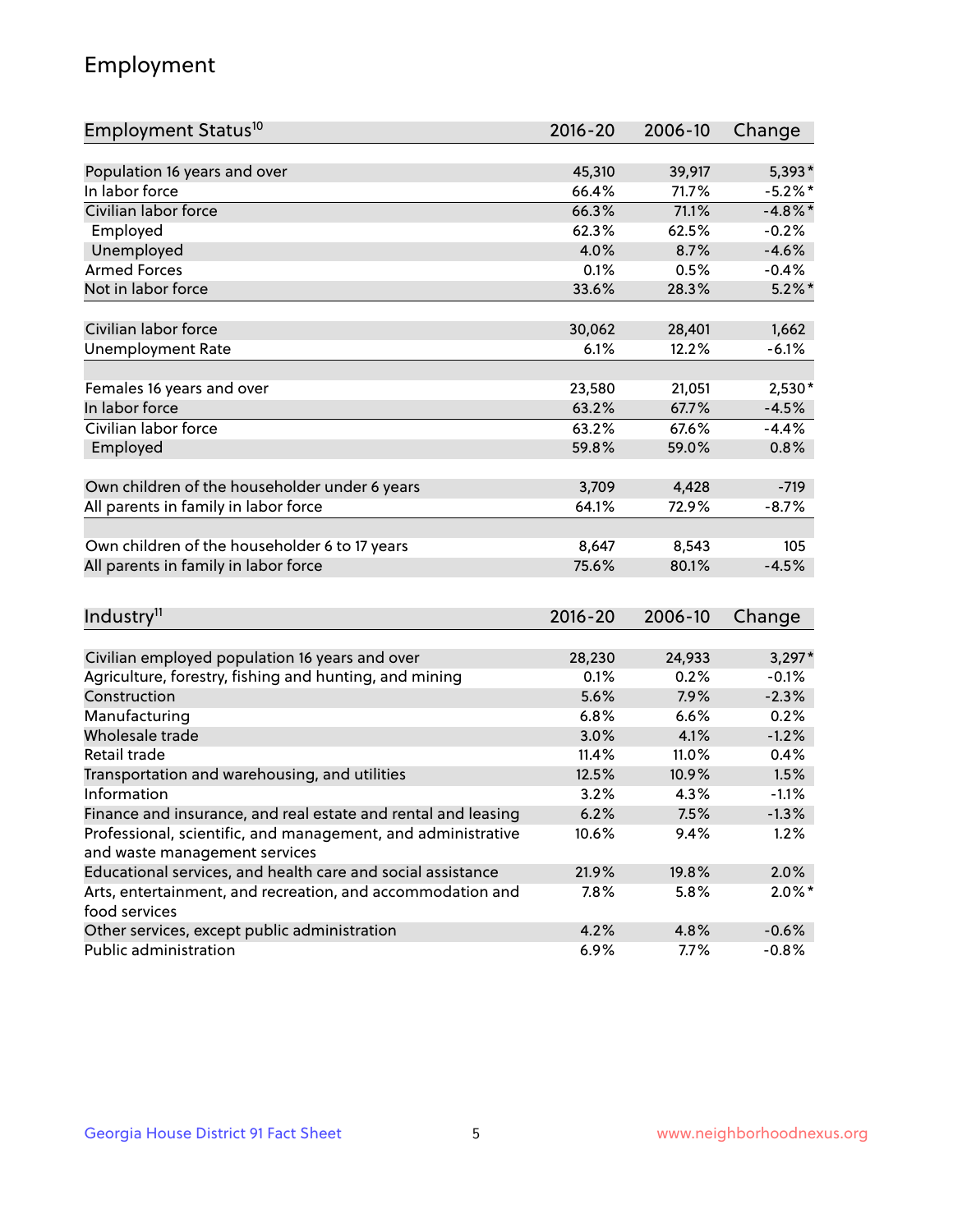## Employment

| Employment Status[10] | 2016-20 | 2006-10 | Change |
|---|---|---|---|
| Population 16 years and over | 45,310 | 39,917 | 5,393* |
| In labor force | 66.4% | 71.7% | -5.2%* |
| Civilian labor force | 66.3% | 71.1% | -4.8%* |
| Employed | 62.3% | 62.5% | -0.2% |
| Unemployed | 4.0% | 8.7% | -4.6% |
| Armed Forces | 0.1% | 0.5% | -0.4% |
| Not in labor force | 33.6% | 28.3% | 5.2%* |
| | | | |
| Civilian labor force | 30,062 | 28,401 | 1,662 |
| Unemployment Rate | 6.1% | 12.2% | -6.1% |
| | | | |
| Females 16 years and over | 23,580 | 21,051 | 2,530* |
| In labor force | 63.2% | 67.7% | -4.5% |
| Civilian labor force | 63.2% | 67.6% | -4.4% |
| Employed | 59.8% | 59.0% | 0.8% |
| | | | |
| Own children of the householder under 6 years | 3,709 | 4,428 | -719 |
| All parents in family in labor force | 64.1% | 72.9% | -8.7% |
| | | | |
| Own children of the householder 6 to 17 years | 8,647 | 8,543 | 105 |
| All parents in family in labor force | 75.6% | 80.1% | -4.5% |

| Industry[11] | 2016-20 | 2006-10 | Change |
|---|---|---|---|
| Civilian employed population 16 years and over | 28,230 | 24,933 | 3,297* |
| Agriculture, forestry, fishing and hunting, and mining | 0.1% | 0.2% | -0.1% |
| Construction | 5.6% | 7.9% | -2.3% |
| Manufacturing | 6.8% | 6.6% | 0.2% |
| Wholesale trade | 3.0% | 4.1% | -1.2% |
| Retail trade | 11.4% | 11.0% | 0.4% |
| Transportation and warehousing, and utilities | 12.5% | 10.9% | 1.5% |
| Information | 3.2% | 4.3% | -1.1% |
| Finance and insurance, and real estate and rental and leasing | 6.2% | 7.5% | -1.3% |
| Professional, scientific, and management, and administrative and waste management services | 10.6% | 9.4% | 1.2% |
| Educational services, and health care and social assistance | 21.9% | 19.8% | 2.0% |
| Arts, entertainment, and recreation, and accommodation and food services | 7.8% | 5.8% | 2.0%* |
| Other services, except public administration | 4.2% | 4.8% | -0.6% |
| Public administration | 6.9% | 7.7% | -0.8% |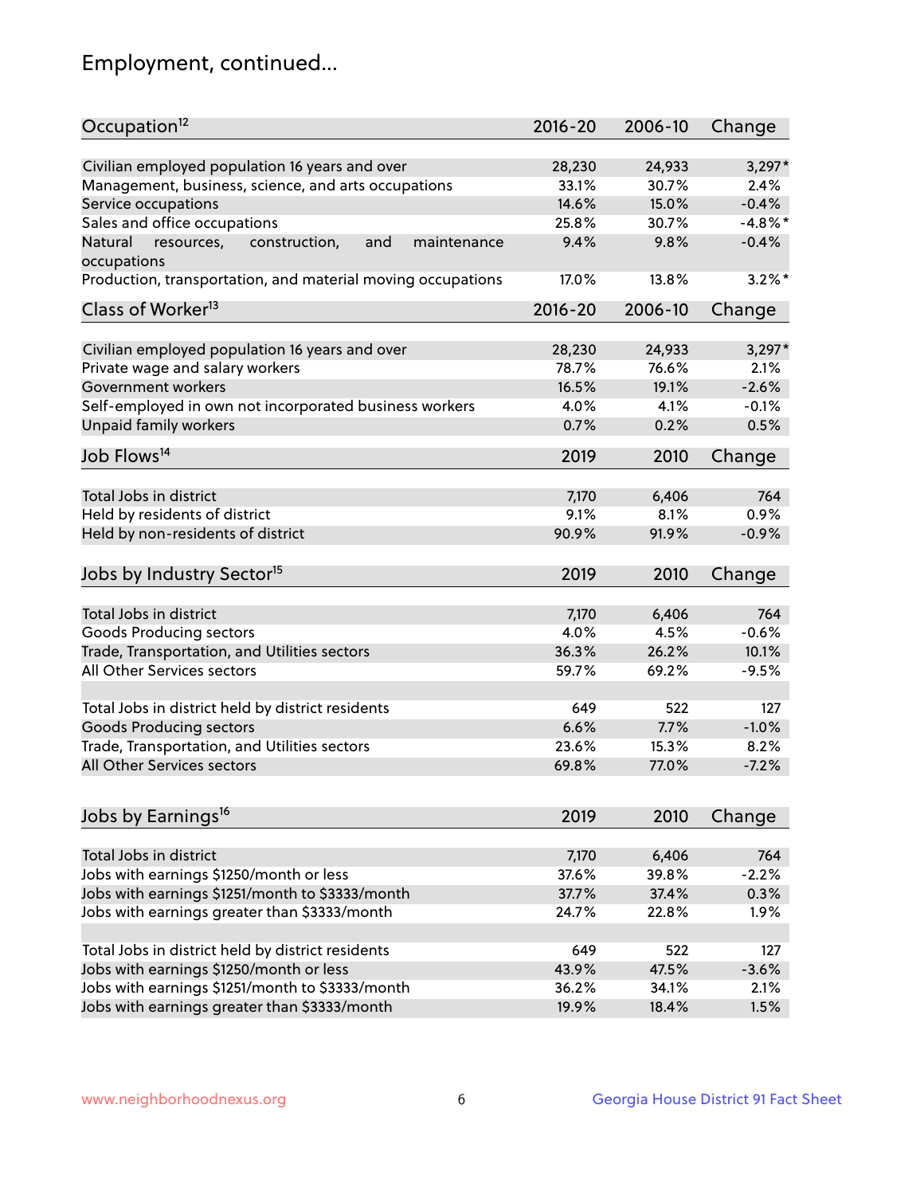# Employment, continued...

| Occupation[12] | 2016-20 | 2006-10 | Change |
|---|---|---|---|
| Civilian employed population 16 years and over | 28,230 | 24,933 | 3,297* |
| Management, business, science, and arts occupations | 33.1% | 30.7% | 2.4% |
| Service occupations | 14.6% | 15.0% | -0.4% |
| Sales and office occupations | 25.8% | 30.7% | -4.8%* |
| Natural resources, construction, and maintenance occupations | 9.4% | 9.8% | -0.4% |
| Production, transportation, and material moving occupations | 17.0% | 13.8% | 3.2%* |

| Class of Worker[13] | 2016-20 | 2006-10 | Change |
|---|---|---|---|
| Civilian employed population 16 years and over | 28,230 | 24,933 | 3,297* |
| Private wage and salary workers | 78.7% | 76.6% | 2.1% |
| Government workers | 16.5% | 19.1% | -2.6% |
| Self-employed in own not incorporated business workers | 4.0% | 4.1% | -0.1% |
| Unpaid family workers | 0.7% | 0.2% | 0.5% |

| Job Flows[14] | 2019 | 2010 | Change |
|---|---|---|---|
| Total Jobs in district | 7,170 | 6,406 | 764 |
| Held by residents of district | 9.1% | 8.1% | 0.9% |
| Held by non-residents of district | 90.9% | 91.9% | -0.9% |

| Jobs by Industry Sector[15] | 2019 | 2010 | Change |
|---|---|---|---|
| Total Jobs in district | 7,170 | 6,406 | 764 |
| Goods Producing sectors | 4.0% | 4.5% | -0.6% |
| Trade, Transportation, and Utilities sectors | 36.3% | 26.2% | 10.1% |
| All Other Services sectors | 59.7% | 69.2% | -9.5% |
| | | | |
| Total Jobs in district held by district residents | 649 | 522 | 127 |
| Goods Producing sectors | 6.6% | 7.7% | -1.0% |
| Trade, Transportation, and Utilities sectors | 23.6% | 15.3% | 8.2% |
| All Other Services sectors | 69.8% | 77.0% | -7.2% |

| Jobs by Earnings[16] | 2019 | 2010 | Change |
|---|---|---|---|
| Total Jobs in district | 7,170 | 6,406 | 764 |
| Jobs with earnings $1250/month or less | 37.6% | 39.8% | -2.2% |
| Jobs with earnings $1251/month to $3333/month | 37.7% | 37.4% | 0.3% |
| Jobs with earnings greater than $3333/month | 24.7% | 22.8% | 1.9% |
| | | | |
| Total Jobs in district held by district residents | 649 | 522 | 127 |
| Jobs with earnings $1250/month or less | 43.9% | 47.5% | -3.6% |
| Jobs with earnings $1251/month to $3333/month | 36.2% | 34.1% | 2.1% |
| Jobs with earnings greater than $3333/month | 19.9% | 18.4% | 1.5% |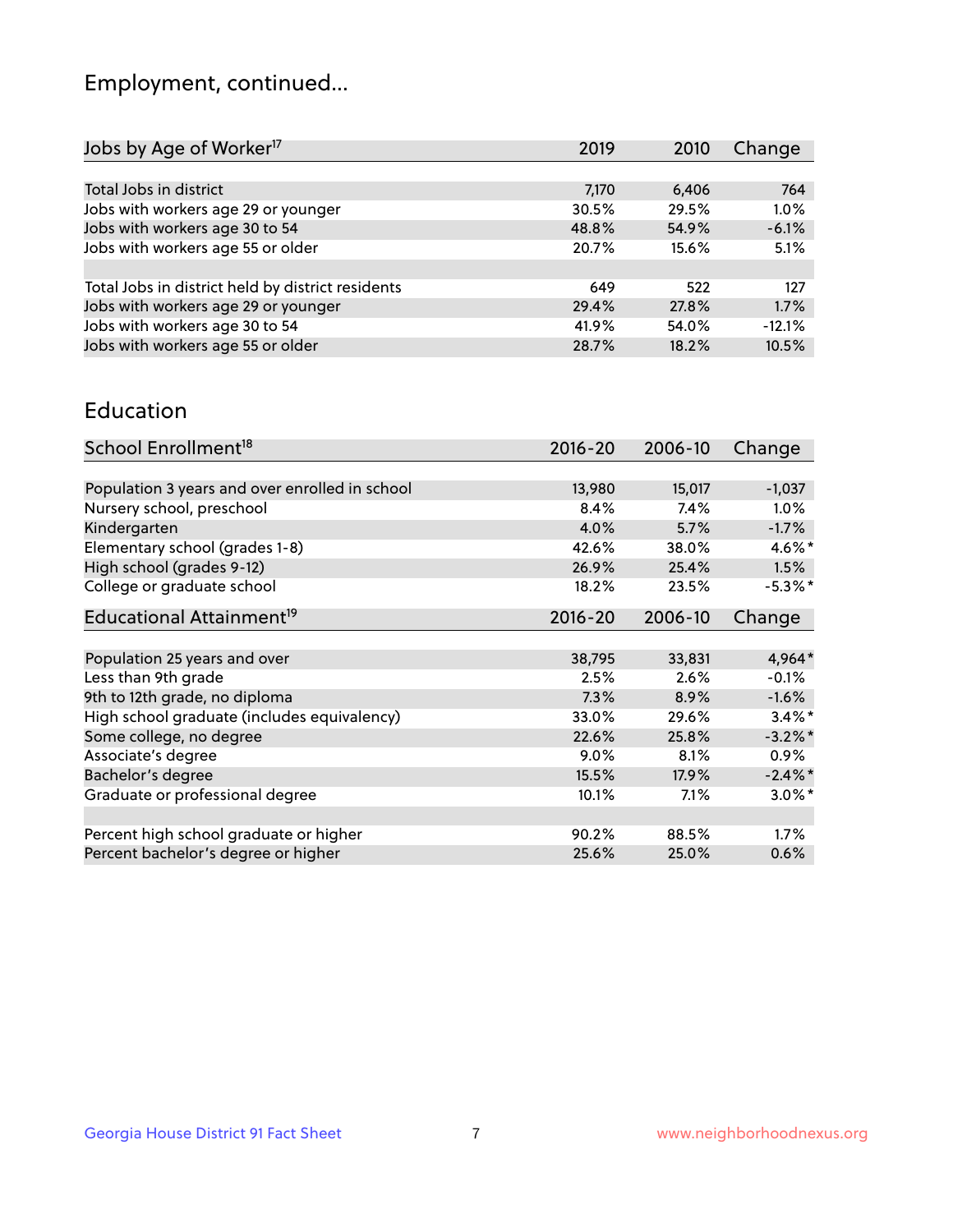## Employment, continued...

| Jobs by Age of Worker[17] | 2019 | 2010 | Change |
|---|---|---|---|
| Total Jobs in district | 7,170 | 6,406 | 764 |
| Jobs with workers age 29 or younger | 30.5% | 29.5% | 1.0% |
| Jobs with workers age 30 to 54 | 48.8% | 54.9% | -6.1% |
| Jobs with workers age 55 or older | 20.7% | 15.6% | 5.1% |
| | | | |
| Total Jobs in district held by district residents | 649 | 522 | 127 |
| Jobs with workers age 29 or younger | 29.4% | 27.8% | 1.7% |
| Jobs with workers age 30 to 54 | 41.9% | 54.0% | -12.1% |
| Jobs with workers age 55 or older | 28.7% | 18.2% | 10.5% |

## Education

| School Enrollment[18] | 2016-20 | 2006-10 | Change |
|---|---|---|---|
| Population 3 years and over enrolled in school | 13,980 | 15,017 | -1,037 |
| Nursery school, preschool | 8.4% | 7.4% | 1.0% |
| Kindergarten | 4.0% | 5.7% | -1.7% |
| Elementary school (grades 1-8) | 42.6% | 38.0% | 4.6%* |
| High school (grades 9-12) | 26.9% | 25.4% | 1.5% |
| College or graduate school | 18.2% | 23.5% | -5.3%* |

| Educational Attainment[19] | 2016-20 | 2006-10 | Change |
|---|---|---|---|
| Population 25 years and over | 38,795 | 33,831 | 4,964* |
| Less than 9th grade | 2.5% | 2.6% | -0.1% |
| 9th to 12th grade, no diploma | 7.3% | 8.9% | -1.6% |
| High school graduate (includes equivalency) | 33.0% | 29.6% | 3.4%* |
| Some college, no degree | 22.6% | 25.8% | -3.2%* |
| Associate's degree | 9.0% | 8.1% | 0.9% |
| Bachelor's degree | 15.5% | 17.9% | -2.4%* |
| Graduate or professional degree | 10.1% | 7.1% | 3.0%* |
| | | | |
| Percent high school graduate or higher | 90.2% | 88.5% | 1.7% |
| Percent bachelor's degree or higher | 25.6% | 25.0% | 0.6% |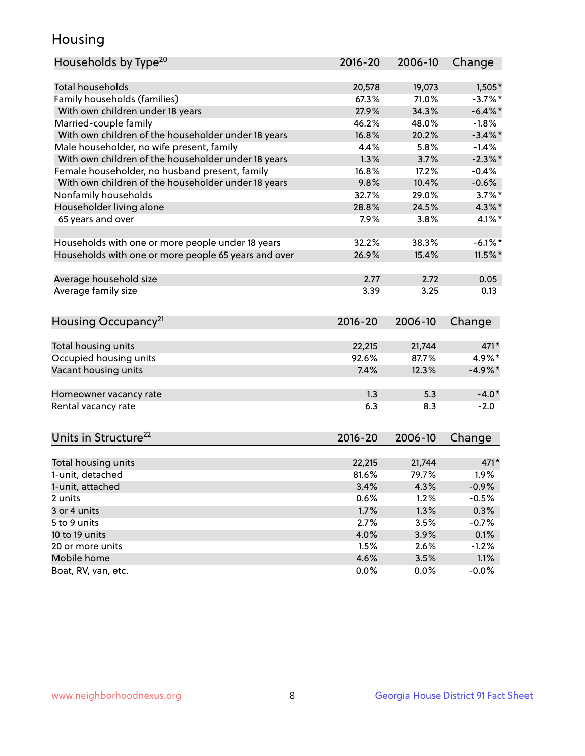# Housing

| Households by Type[20] | 2016-20 | 2006-10 | Change |
|---|---|---|---|
| Total households | 20,578 | 19,073 | 1,505* |
| Family households (families) | 67.3% | 71.0% | -3.7%* |
| With own children under 18 years | 27.9% | 34.3% | -6.4%* |
| Married-couple family | 46.2% | 48.0% | -1.8% |
| With own children of the householder under 18 years | 16.8% | 20.2% | -3.4%* |
| Male householder, no wife present, family | 4.4% | 5.8% | -1.4% |
| With own children of the householder under 18 years | 1.3% | 3.7% | -2.3%* |
| Female householder, no husband present, family | 16.8% | 17.2% | -0.4% |
| With own children of the householder under 18 years | 9.8% | 10.4% | -0.6% |
| Nonfamily households | 32.7% | 29.0% | 3.7%* |
| Householder living alone | 28.8% | 24.5% | 4.3%* |
| 65 years and over | 7.9% | 3.8% | 4.1%* |
| | | | |
| Households with one or more people under 18 years | 32.2% | 38.3% | -6.1%* |
| Households with one or more people 65 years and over | 26.9% | 15.4% | 11.5%* |
| | | | |
| Average household size | 2.77 | 2.72 | 0.05 |
| Average family size | 3.39 | 3.25 | 0.13 |

| Housing Occupancy[21] | 2016-20 | 2006-10 | Change |
|---|---|---|---|
| Total housing units | 22,215 | 21,744 | 471* |
| Occupied housing units | 92.6% | 87.7% | 4.9%* |
| Vacant housing units | 7.4% | 12.3% | -4.9%* |
| | | | |
| Homeowner vacancy rate | 1.3 | 5.3 | -4.0* |
| Rental vacancy rate | 6.3 | 8.3 | -2.0 |

| Units in Structure[22] | 2016-20 | 2006-10 | Change |
|---|---|---|---|
| Total housing units | 22,215 | 21,744 | 471* |
| 1-unit, detached | 81.6% | 79.7% | 1.9% |
| 1-unit, attached | 3.4% | 4.3% | -0.9% |
| 2 units | 0.6% | 1.2% | -0.5% |
| 3 or 4 units | 1.7% | 1.3% | 0.3% |
| 5 to 9 units | 2.7% | 3.5% | -0.7% |
| 10 to 19 units | 4.0% | 3.9% | 0.1% |
| 20 or more units | 1.5% | 2.6% | -1.2% |
| Mobile home | 4.6% | 3.5% | 1.1% |
| Boat, RV, van, etc. | 0.0% | 0.0% | -0.0% |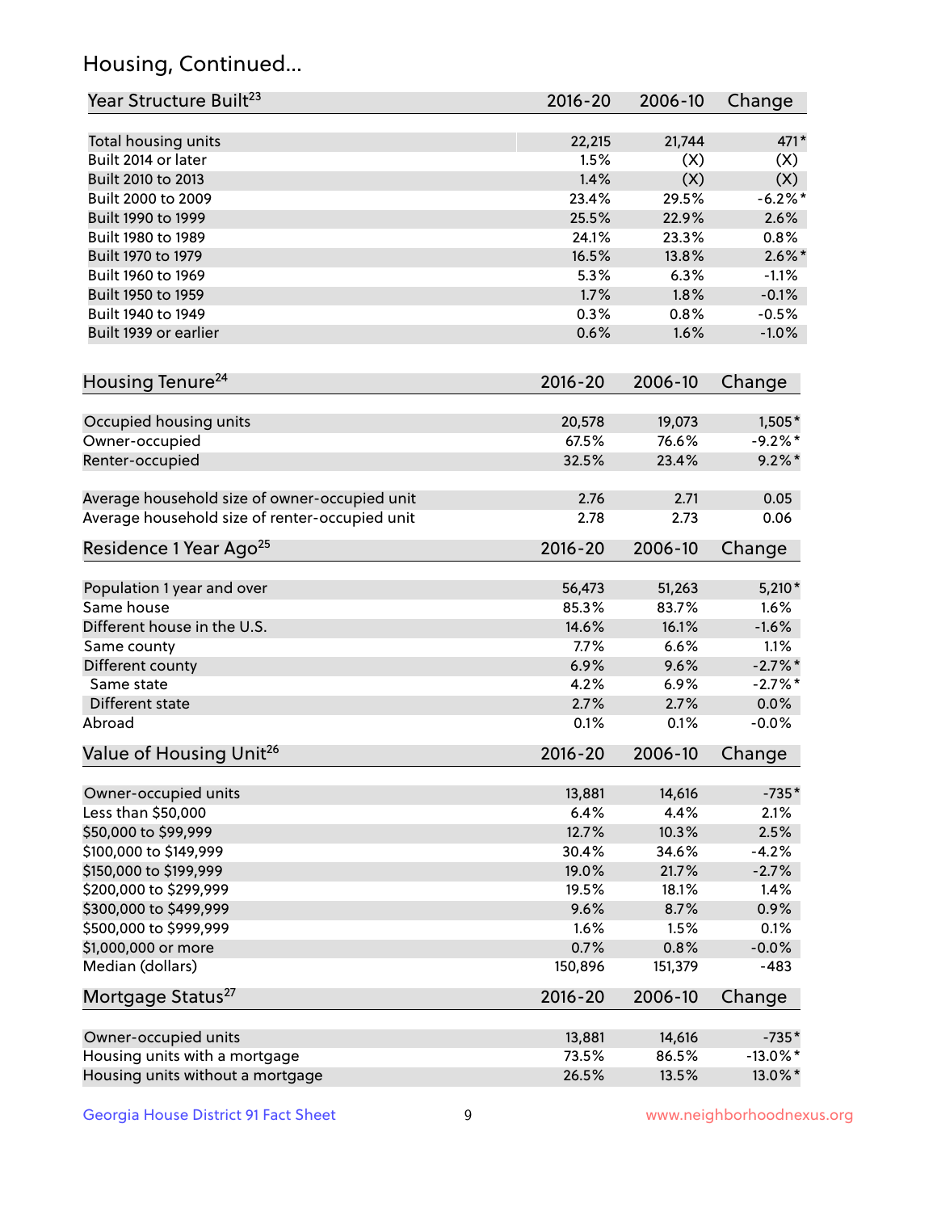## Housing, Continued...

| Year Structure Built[23] | 2016-20 | 2006-10 | Change |
|---|---|---|---|
| Total housing units | 22,215 | 21,744 | 471* |
| Built 2014 or later | 1.5% | (X) | (X) |
| Built 2010 to 2013 | 1.4% | (X) | (X) |
| Built 2000 to 2009 | 23.4% | 29.5% | -6.2%* |
| Built 1990 to 1999 | 25.5% | 22.9% | 2.6% |
| Built 1980 to 1989 | 24.1% | 23.3% | 0.8% |
| Built 1970 to 1979 | 16.5% | 13.8% | 2.6%* |
| Built 1960 to 1969 | 5.3% | 6.3% | -1.1% |
| Built 1950 to 1959 | 1.7% | 1.8% | -0.1% |
| Built 1940 to 1949 | 0.3% | 0.8% | -0.5% |
| Built 1939 or earlier | 0.6% | 1.6% | -1.0% |

| Housing Tenure[24] | 2016-20 | 2006-10 | Change |
|---|---|---|---|
| Occupied housing units | 20,578 | 19,073 | 1,505* |
| Owner-occupied | 67.5% | 76.6% | -9.2%* |
| Renter-occupied | 32.5% | 23.4% | 9.2%* |
| Average household size of owner-occupied unit | 2.76 | 2.71 | 0.05 |
| Average household size of renter-occupied unit | 2.78 | 2.73 | 0.06 |

| Residence 1 Year Ago[25] | 2016-20 | 2006-10 | Change |
|---|---|---|---|
| Population 1 year and over | 56,473 | 51,263 | 5,210* |
| Same house | 85.3% | 83.7% | 1.6% |
| Different house in the U.S. | 14.6% | 16.1% | -1.6% |
| Same county | 7.7% | 6.6% | 1.1% |
| Different county | 6.9% | 9.6% | -2.7%* |
| Same state | 4.2% | 6.9% | -2.7%* |
| Different state | 2.7% | 2.7% | 0.0% |
| Abroad | 0.1% | 0.1% | -0.0% |

| Value of Housing Unit[26] | 2016-20 | 2006-10 | Change |
|---|---|---|---|
| Owner-occupied units | 13,881 | 14,616 | -735* |
| Less than $50,000 | 6.4% | 4.4% | 2.1% |
| $50,000 to $99,999 | 12.7% | 10.3% | 2.5% |
| $100,000 to $149,999 | 30.4% | 34.6% | -4.2% |
| $150,000 to $199,999 | 19.0% | 21.7% | -2.7% |
| $200,000 to $299,999 | 19.5% | 18.1% | 1.4% |
| $300,000 to $499,999 | 9.6% | 8.7% | 0.9% |
| $500,000 to $999,999 | 1.6% | 1.5% | 0.1% |
| $1,000,000 or more | 0.7% | 0.8% | -0.0% |
| Median (dollars) | 150,896 | 151,379 | -483 |

| Mortgage Status[27] | 2016-20 | 2006-10 | Change |
|---|---|---|---|
| Owner-occupied units | 13,881 | 14,616 | -735* |
| Housing units with a mortgage | 73.5% | 86.5% | -13.0%* |
| Housing units without a mortgage | 26.5% | 13.5% | 13.0%* |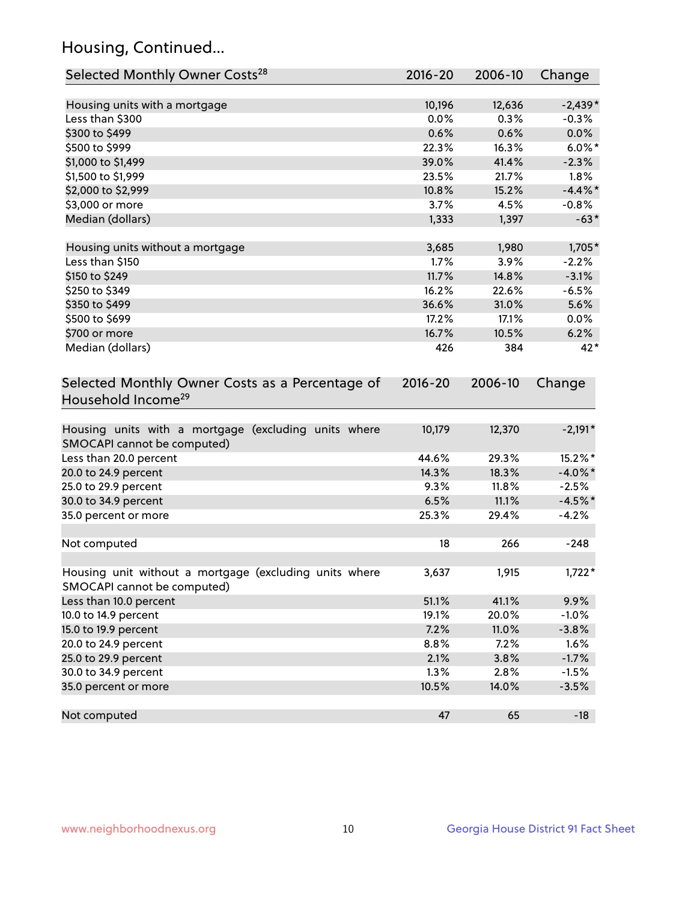## Housing, Continued...

| Selected Monthly Owner Costs[28] | 2016-20 | 2006-10 | Change |
|---|---|---|---|
| Housing units with a mortgage | 10,196 | 12,636 | -2,439* |
| Less than $300 | 0.0% | 0.3% | -0.3% |
| $300 to $499 | 0.6% | 0.6% | 0.0% |
| $500 to $999 | 22.3% | 16.3% | 6.0%* |
| $1,000 to $1,499 | 39.0% | 41.4% | -2.3% |
| $1,500 to $1,999 | 23.5% | 21.7% | 1.8% |
| $2,000 to $2,999 | 10.8% | 15.2% | -4.4%* |
| $3,000 or more | 3.7% | 4.5% | -0.8% |
| Median (dollars) | 1,333 | 1,397 | -63* |
| | | | |
| Housing units without a mortgage | 3,685 | 1,980 | 1,705* |
| Less than $150 | 1.7% | 3.9% | -2.2% |
| $150 to $249 | 11.7% | 14.8% | -3.1% |
| $250 to $349 | 16.2% | 22.6% | -6.5% |
| $350 to $499 | 36.6% | 31.0% | 5.6% |
| $500 to $699 | 17.2% | 17.1% | 0.0% |
| $700 or more | 16.7% | 10.5% | 6.2% |
| Median (dollars) | 426 | 384 | 42* |

| Selected Monthly Owner Costs as a Percentage of Household Income[29] | 2016-20 | 2006-10 | Change |
|---|---|---|---|
| Housing units with a mortgage (excluding units where SMOCAPI cannot be computed) | 10,179 | 12,370 | -2,191* |
| Less than 20.0 percent | 44.6% | 29.3% | 15.2%* |
| 20.0 to 24.9 percent | 14.3% | 18.3% | -4.0%* |
| 25.0 to 29.9 percent | 9.3% | 11.8% | -2.5% |
| 30.0 to 34.9 percent | 6.5% | 11.1% | -4.5%* |
| 35.0 percent or more | 25.3% | 29.4% | -4.2% |
| | | | |
| Not computed | 18 | 266 | -248 |
| | | | |
| Housing unit without a mortgage (excluding units where SMOCAPI cannot be computed) | 3,637 | 1,915 | 1,722* |
| Less than 10.0 percent | 51.1% | 41.1% | 9.9% |
| 10.0 to 14.9 percent | 19.1% | 20.0% | -1.0% |
| 15.0 to 19.9 percent | 7.2% | 11.0% | -3.8% |
| 20.0 to 24.9 percent | 8.8% | 7.2% | 1.6% |
| 25.0 to 29.9 percent | 2.1% | 3.8% | -1.7% |
| 30.0 to 34.9 percent | 1.3% | 2.8% | -1.5% |
| 35.0 percent or more | 10.5% | 14.0% | -3.5% |
| | | | |
| Not computed | 47 | 65 | -18 |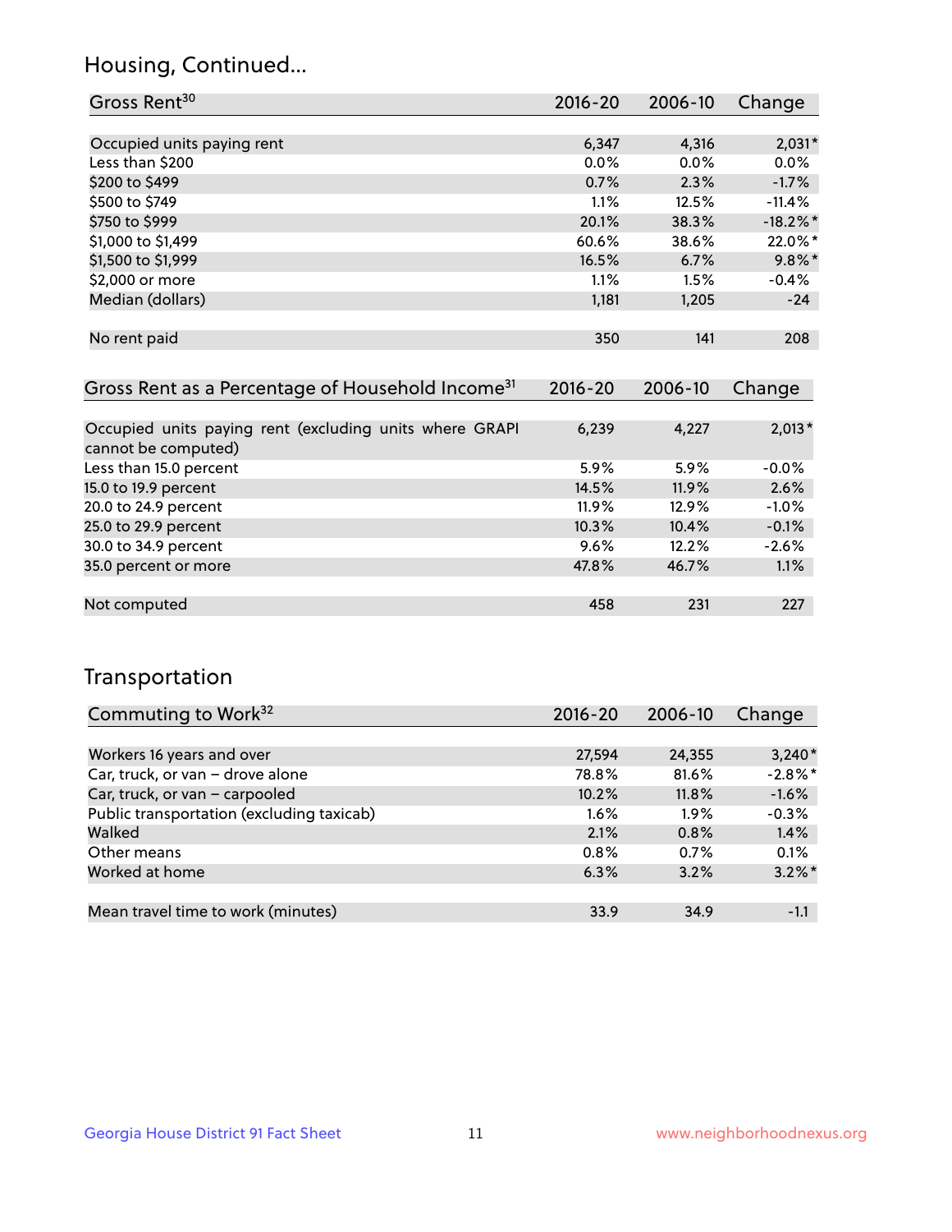## Housing, Continued...

| Gross Rent[30] | 2016-20 | 2006-10 | Change |
|---|---|---|---|
| Occupied units paying rent | 6,347 | 4,316 | 2,031* |
| Less than $200 | 0.0% | 0.0% | 0.0% |
| $200 to $499 | 0.7% | 2.3% | -1.7% |
| $500 to $749 | 1.1% | 12.5% | -11.4% |
| $750 to $999 | 20.1% | 38.3% | -18.2%* |
| $1,000 to $1,499 | 60.6% | 38.6% | 22.0%* |
| $1,500 to $1,999 | 16.5% | 6.7% | 9.8%* |
| $2,000 or more | 1.1% | 1.5% | -0.4% |
| Median (dollars) | 1,181 | 1,205 | -24 |
| No rent paid | 350 | 141 | 208 |

| Gross Rent as a Percentage of Household Income[31] | 2016-20 | 2006-10 | Change |
|---|---|---|---|
| Occupied units paying rent (excluding units where GRAPI cannot be computed) | 6,239 | 4,227 | 2,013* |
| Less than 15.0 percent | 5.9% | 5.9% | -0.0% |
| 15.0 to 19.9 percent | 14.5% | 11.9% | 2.6% |
| 20.0 to 24.9 percent | 11.9% | 12.9% | -1.0% |
| 25.0 to 29.9 percent | 10.3% | 10.4% | -0.1% |
| 30.0 to 34.9 percent | 9.6% | 12.2% | -2.6% |
| 35.0 percent or more | 47.8% | 46.7% | 1.1% |
| Not computed | 458 | 231 | 227 |

## Transportation

| Commuting to Work[32] | 2016-20 | 2006-10 | Change |
|---|---|---|---|
| Workers 16 years and over | 27,594 | 24,355 | 3,240* |
| Car, truck, or van – drove alone | 78.8% | 81.6% | -2.8%* |
| Car, truck, or van – carpooled | 10.2% | 11.8% | -1.6% |
| Public transportation (excluding taxicab) | 1.6% | 1.9% | -0.3% |
| Walked | 2.1% | 0.8% | 1.4% |
| Other means | 0.8% | 0.7% | 0.1% |
| Worked at home | 6.3% | 3.2% | 3.2%* |
| Mean travel time to work (minutes) | 33.9 | 34.9 | -1.1 |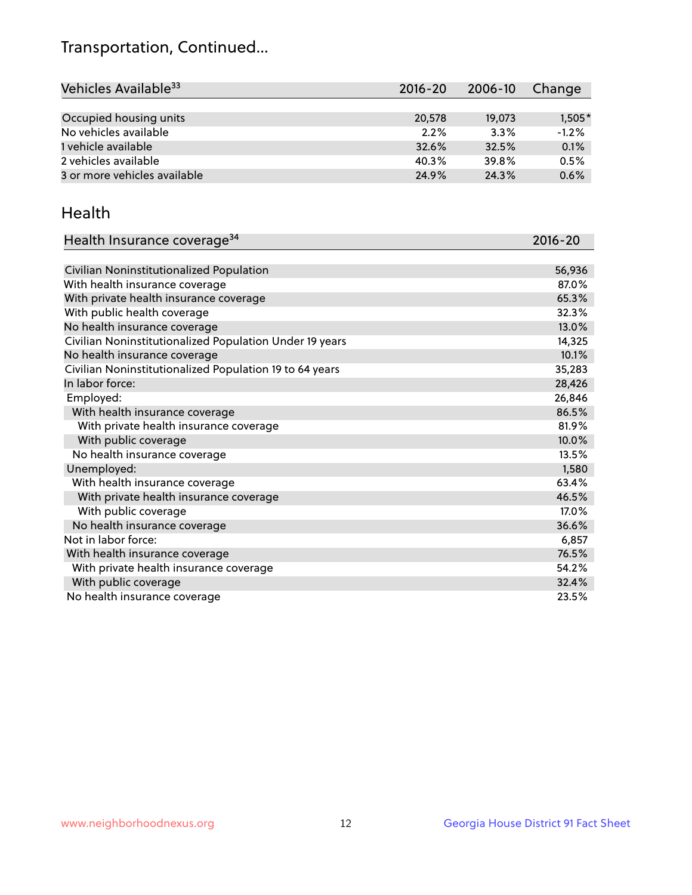# Transportation, Continued...

| Vehicles Available[33] | 2016-20 | 2006-10 | Change |
|---|---|---|---|
| Occupied housing units | 20,578 | 19,073 | 1,505* |
| No vehicles available | 2.2% | 3.3% | -1.2% |
| 1 vehicle available | 32.6% | 32.5% | 0.1% |
| 2 vehicles available | 40.3% | 39.8% | 0.5% |
| 3 or more vehicles available | 24.9% | 24.3% | 0.6% |

## Health

| Health Insurance coverage[34] | 2016-20 |
|---|---|
| Civilian Noninstitutionalized Population | 56,936 |
| With health insurance coverage | 87.0% |
| With private health insurance coverage | 65.3% |
| With public health coverage | 32.3% |
| No health insurance coverage | 13.0% |
| Civilian Noninstitutionalized Population Under 19 years | 14,325 |
| No health insurance coverage | 10.1% |
| Civilian Noninstitutionalized Population 19 to 64 years | 35,283 |
| In labor force: | 28,426 |
| Employed: | 26,846 |
| With health insurance coverage | 86.5% |
| With private health insurance coverage | 81.9% |
| With public coverage | 10.0% |
| No health insurance coverage | 13.5% |
| Unemployed: | 1,580 |
| With health insurance coverage | 63.4% |
| With private health insurance coverage | 46.5% |
| With public coverage | 17.0% |
| No health insurance coverage | 36.6% |
| Not in labor force: | 6,857 |
| With health insurance coverage | 76.5% |
| With private health insurance coverage | 54.2% |
| With public coverage | 32.4% |
| No health insurance coverage | 23.5% |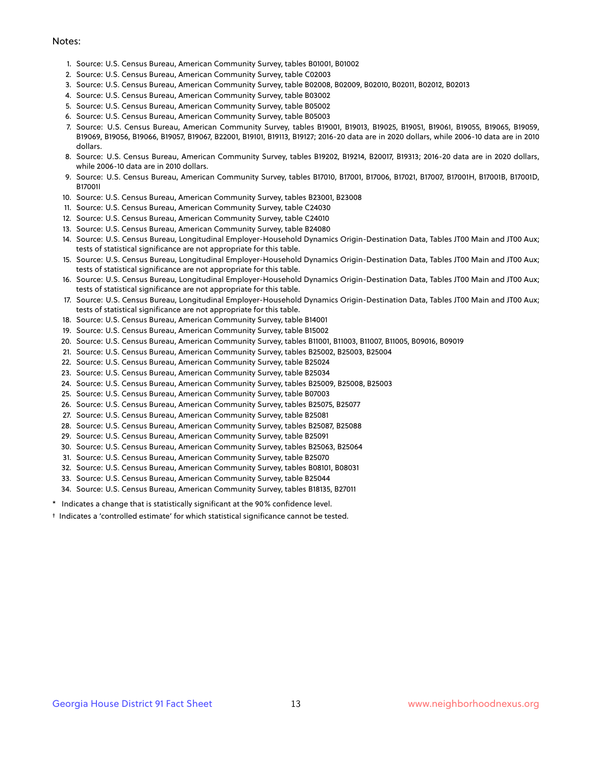Notes:

1. Source: U.S. Census Bureau, American Community Survey, tables B01001, B01002
2. Source: U.S. Census Bureau, American Community Survey, table C02003
3. Source: U.S. Census Bureau, American Community Survey, table B02008, B02009, B02010, B02011, B02012, B02013
4. Source: U.S. Census Bureau, American Community Survey, table B03002
5. Source: U.S. Census Bureau, American Community Survey, table B05002
6. Source: U.S. Census Bureau, American Community Survey, table B05003
7. Source: U.S. Census Bureau, American Community Survey, tables B19001, B19013, B19025, B19051, B19061, B19055, B19065, B19059, B19069, B19056, B19066, B19057, B19067, B22001, B19101, B19113, B19127; 2016-20 data are in 2020 dollars, while 2006-10 data are in 2010 dollars.
8. Source: U.S. Census Bureau, American Community Survey, tables B19202, B19214, B20017, B19313; 2016-20 data are in 2020 dollars, while 2006-10 data are in 2010 dollars.
9. Source: U.S. Census Bureau, American Community Survey, tables B17010, B17001, B17006, B17021, B17007, B17001H, B17001B, B17001D, B17001I
10. Source: U.S. Census Bureau, American Community Survey, tables B23001, B23008
11. Source: U.S. Census Bureau, American Community Survey, table C24030
12. Source: U.S. Census Bureau, American Community Survey, table C24010
13. Source: U.S. Census Bureau, American Community Survey, table B24080
14. Source: U.S. Census Bureau, Longitudinal Employer-Household Dynamics Origin-Destination Data, Tables JT00 Main and JT00 Aux; tests of statistical significance are not appropriate for this table.
15. Source: U.S. Census Bureau, Longitudinal Employer-Household Dynamics Origin-Destination Data, Tables JT00 Main and JT00 Aux; tests of statistical significance are not appropriate for this table.
16. Source: U.S. Census Bureau, Longitudinal Employer-Household Dynamics Origin-Destination Data, Tables JT00 Main and JT00 Aux; tests of statistical significance are not appropriate for this table.
17. Source: U.S. Census Bureau, Longitudinal Employer-Household Dynamics Origin-Destination Data, Tables JT00 Main and JT00 Aux; tests of statistical significance are not appropriate for this table.
18. Source: U.S. Census Bureau, American Community Survey, table B14001
19. Source: U.S. Census Bureau, American Community Survey, table B15002
20. Source: U.S. Census Bureau, American Community Survey, tables B11001, B11003, B11007, B11005, B09016, B09019
21. Source: U.S. Census Bureau, American Community Survey, tables B25002, B25003, B25004
22. Source: U.S. Census Bureau, American Community Survey, table B25024
23. Source: U.S. Census Bureau, American Community Survey, table B25034
24. Source: U.S. Census Bureau, American Community Survey, tables B25009, B25008, B25003
25. Source: U.S. Census Bureau, American Community Survey, table B07003
26. Source: U.S. Census Bureau, American Community Survey, tables B25075, B25077
27. Source: U.S. Census Bureau, American Community Survey, table B25081
28. Source: U.S. Census Bureau, American Community Survey, tables B25087, B25088
29. Source: U.S. Census Bureau, American Community Survey, table B25091
30. Source: U.S. Census Bureau, American Community Survey, tables B25063, B25064
31. Source: U.S. Census Bureau, American Community Survey, table B25070
32. Source: U.S. Census Bureau, American Community Survey, tables B08101, B08031
33. Source: U.S. Census Bureau, American Community Survey, table B25044
34. Source: U.S. Census Bureau, American Community Survey, tables B18135, B27011

\* Indicates a change that is statistically significant at the 90% confidence level.

† Indicates a 'controlled estimate' for which statistical significance cannot be tested.